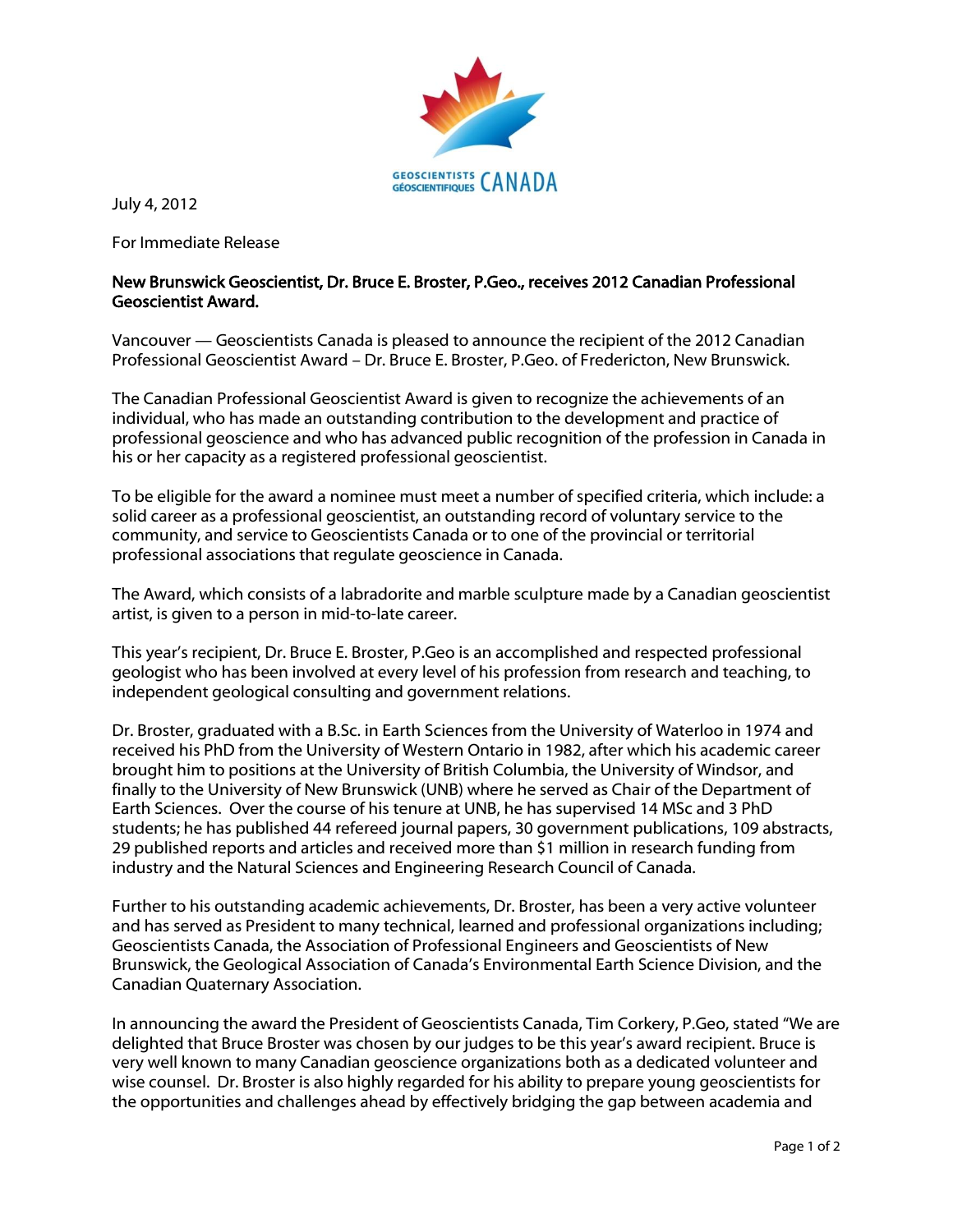GEOSCIENTISTS GÉOSCIENTIFIQUES CANADA

July 4, 2012

For Immediate Release

**New Brunswick Geoscientist, Dr. Bruce E. Broster, P.Geo., receives 2012 Canadian Professional Geoscientist Award.**

Vancouver — Geoscientists Canada is pleased to announce the recipient of the 2012 Canadian Professional Geoscientist Award – Dr. Bruce E. Broster, P.Geo. of Fredericton, New Brunswick.

The Canadian Professional Geoscientist Award is given to recognize the achievements of an individual, who has made an outstanding contribution to the development and practice of professional geoscience and who has advanced public recognition of the profession in Canada in his or her capacity as a registered professional geoscientist.

To be eligible for the award a nominee must meet a number of specified criteria, which include: a solid career as a professional geoscientist, an outstanding record of voluntary service to the community, and service to Geoscientists Canada or to one of the provincial or territorial professional associations that regulate geoscience in Canada.

The Award, which consists of a labradorite and marble sculpture made by a Canadian geoscientist artist, is given to a person in mid-to-late career.

This year's recipient, Dr. Bruce E. Broster, P.Geo is an accomplished and respected professional geologist who has been involved at every level of his profession from research and teaching, to independent geological consulting and government relations.

Dr. Broster, graduated with a B.Sc. in Earth Sciences from the University of Waterloo in 1974 and received his PhD from the University of Western Ontario in 1982, after which his academic career brought him to positions at the University of British Columbia, the University of Windsor, and finally to the University of New Brunswick (UNB) where he served as Chair of the Department of Earth Sciences. Over the course of his tenure at UNB, he has supervised 14 MSc and 3 PhD students; he has published 44 refereed journal papers, 30 government publications, 109 abstracts, 29 published reports and articles and received more than $1 million in research funding from industry and the Natural Sciences and Engineering Research Council of Canada.

Further to his outstanding academic achievements, Dr. Broster, has been a very active volunteer and has served as President to many technical, learned and professional organizations including; Geoscientists Canada, the Association of Professional Engineers and Geoscientists of New Brunswick, the Geological Association of Canada's Environmental Earth Science Division, and the Canadian Quaternary Association.

In announcing the award the President of Geoscientists Canada, Tim Corkery, P.Geo, stated "We are delighted that Bruce Broster was chosen by our judges to be this year's award recipient. Bruce is very well known to many Canadian geoscience organizations both as a dedicated volunteer and wise counsel. Dr. Broster is also highly regarded for his ability to prepare young geoscientists for the opportunities and challenges ahead by effectively bridging the gap between academia and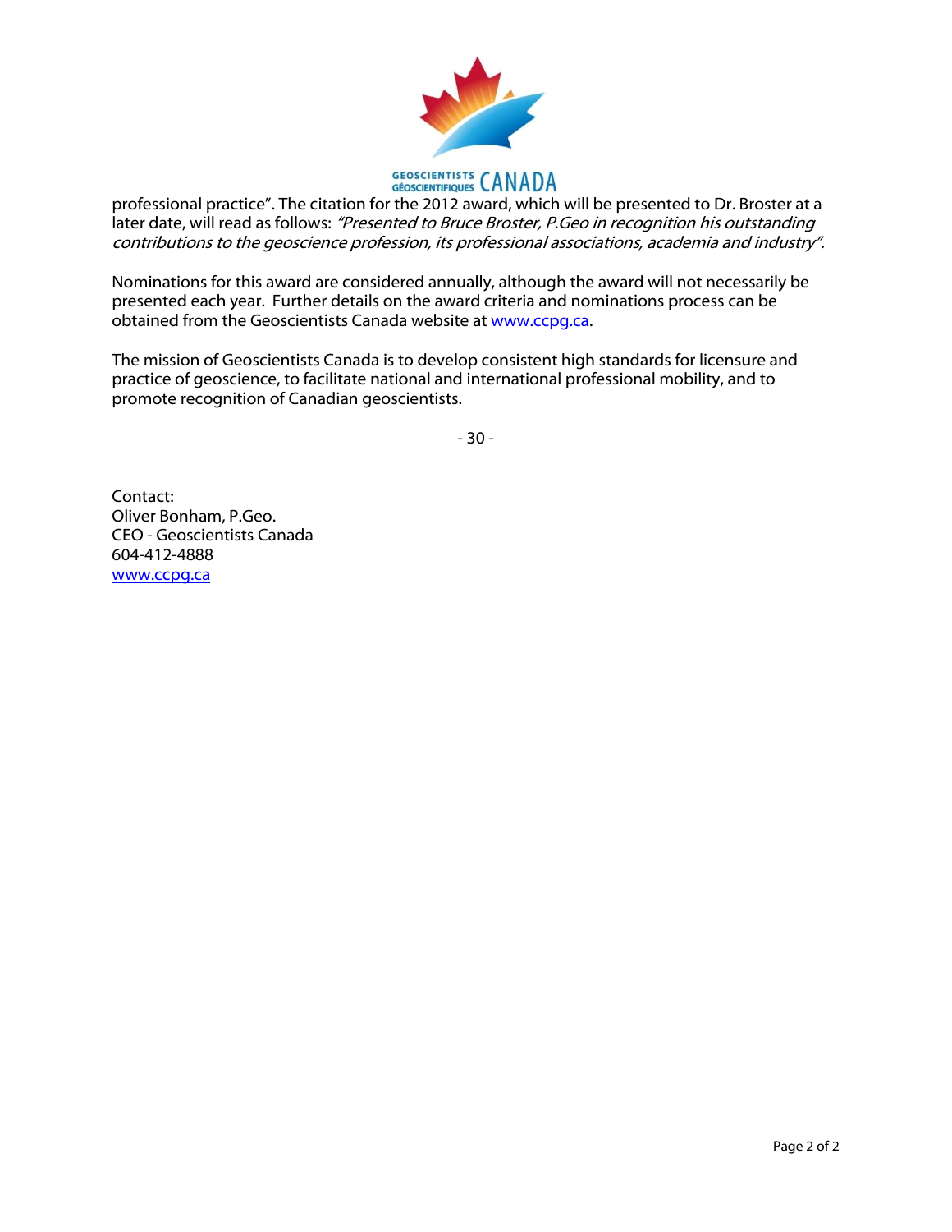professional practice". The citation for the 2012 award, which will be presented to Dr. Broster at a later date, will read as follows: *"Presented to Bruce Broster, P.Geo in recognition his outstanding contributions to the geoscience profession, its professional associations, academia and industry".*

Nominations for this award are considered annually, although the award will not necessarily be presented each year. Further details on the award criteria and nominations process can be obtained from the Geoscientists Canada website at www.ccpg.ca.

The mission of Geoscientists Canada is to develop consistent high standards for licensure and practice of geoscience, to facilitate national and international professional mobility, and to promote recognition of Canadian geoscientists.

- 30 -

Contact:
Oliver Bonham, P.Geo.
CEO - Geoscientists Canada
604-412-4888
www.ccpg.ca